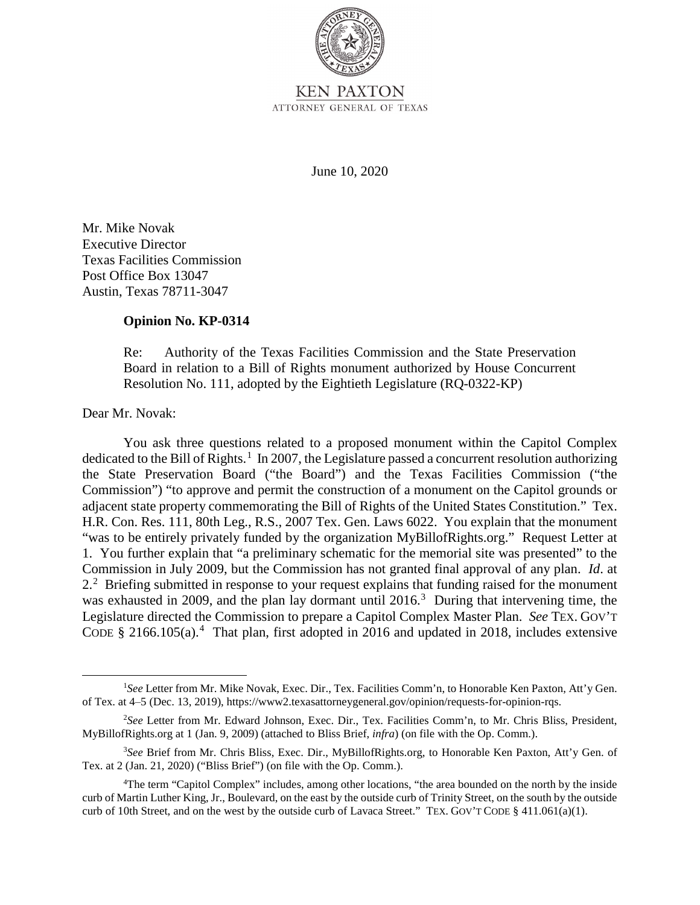KEN PAXTON
ATTORNEY GENERAL OF TEXAS

June 10, 2020

Mr. Mike Novak
Executive Director
Texas Facilities Commission
Post Office Box 13047
Austin, Texas 78711-3047

**Opinion No. KP-0314**

Re: Authority of the Texas Facilities Commission and the State Preservation Board in relation to a Bill of Rights monument authorized by House Concurrent Resolution No. 111, adopted by the Eightieth Legislature (RQ-0322-KP)

Dear Mr. Novak:

You ask three questions related to a proposed monument within the Capitol Complex dedicated to the Bill of Rights.[1] In 2007, the Legislature passed a concurrent resolution authorizing the State Preservation Board ("the Board") and the Texas Facilities Commission ("the Commission") "to approve and permit the construction of a monument on the Capitol grounds or adjacent state property commemorating the Bill of Rights of the United States Constitution." Tex. H.R. Con. Res. 111, 80th Leg., R.S., 2007 Tex. Gen. Laws 6022. You explain that the monument "was to be entirely privately funded by the organization MyBillofRights.org." Request Letter at 1. You further explain that "a preliminary schematic for the memorial site was presented" to the Commission in July 2009, but the Commission has not granted final approval of any plan. *Id*. at 2.[2] Briefing submitted in response to your request explains that funding raised for the monument was exhausted in 2009, and the plan lay dormant until 2016.[3] During that intervening time, the Legislature directed the Commission to prepare a Capitol Complex Master Plan. *See* TEX. GOV'T CODE § 2166.105(a).[4] That plan, first adopted in 2016 and updated in 2018, includes extensive

[1] *See* Letter from Mr. Mike Novak, Exec. Dir., Tex. Facilities Comm'n, to Honorable Ken Paxton, Att'y Gen. of Tex. at 4–5 (Dec. 13, 2019), https://www2.texasattorneygeneral.gov/opinion/requests-for-opinion-rqs.

[2] *See* Letter from Mr. Edward Johnson, Exec. Dir., Tex. Facilities Comm'n, to Mr. Chris Bliss, President, MyBillofRights.org at 1 (Jan. 9, 2009) (attached to Bliss Brief, *infra*) (on file with the Op. Comm.).

[3] *See* Brief from Mr. Chris Bliss, Exec. Dir., MyBillofRights.org, to Honorable Ken Paxton, Att'y Gen. of Tex. at 2 (Jan. 21, 2020) ("Bliss Brief") (on file with the Op. Comm.).

[4] The term "Capitol Complex" includes, among other locations, "the area bounded on the north by the inside curb of Martin Luther King, Jr., Boulevard, on the east by the outside curb of Trinity Street, on the south by the outside curb of 10th Street, and on the west by the outside curb of Lavaca Street." TEX. GOV'T CODE § 411.061(a)(1).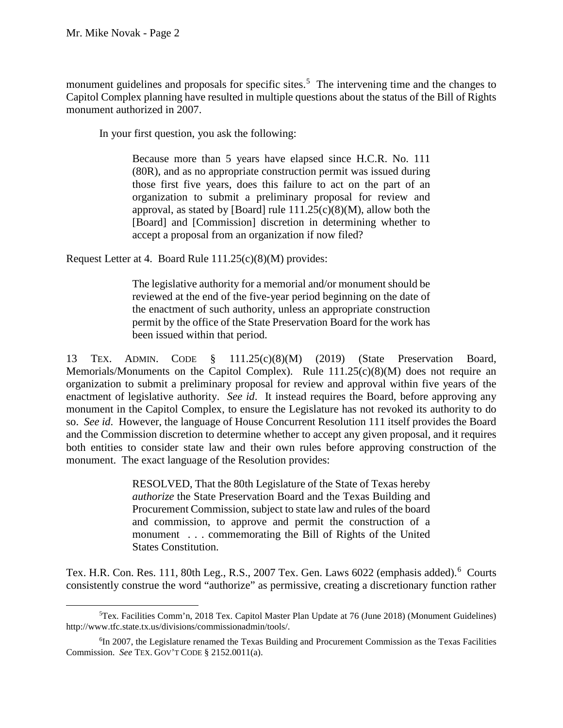monument guidelines and proposals for specific sites.[5] The intervening time and the changes to Capitol Complex planning have resulted in multiple questions about the status of the Bill of Rights monument authorized in 2007.

In your first question, you ask the following:

> Because more than 5 years have elapsed since H.C.R. No. 111 (80R), and as no appropriate construction permit was issued during those first five years, does this failure to act on the part of an organization to submit a preliminary proposal for review and approval, as stated by [Board] rule 111.25(c)(8)(M), allow both the [Board] and [Commission] discretion in determining whether to accept a proposal from an organization if now filed?

Request Letter at 4. Board Rule 111.25(c)(8)(M) provides:

> The legislative authority for a memorial and/or monument should be reviewed at the end of the five-year period beginning on the date of the enactment of such authority, unless an appropriate construction permit by the office of the State Preservation Board for the work has been issued within that period.

13 TEX. ADMIN. CODE § 111.25(c)(8)(M) (2019) (State Preservation Board, Memorials/Monuments on the Capitol Complex). Rule 111.25(c)(8)(M) does not require an organization to submit a preliminary proposal for review and approval within five years of the enactment of legislative authority. *See id*. It instead requires the Board, before approving any monument in the Capitol Complex, to ensure the Legislature has not revoked its authority to do so. *See id*. However, the language of House Concurrent Resolution 111 itself provides the Board and the Commission discretion to determine whether to accept any given proposal, and it requires both entities to consider state law and their own rules before approving construction of the monument. The exact language of the Resolution provides:

> RESOLVED, That the 80th Legislature of the State of Texas hereby *authorize* the State Preservation Board and the Texas Building and Procurement Commission, subject to state law and rules of the board and commission, to approve and permit the construction of a monument . . . commemorating the Bill of Rights of the United States Constitution.

Tex. H.R. Con. Res. 111, 80th Leg., R.S., 2007 Tex. Gen. Laws 6022 (emphasis added).[6] Courts consistently construe the word "authorize" as permissive, creating a discretionary function rather

---

[5] Tex. Facilities Comm'n, 2018 Tex. Capitol Master Plan Update at 76 (June 2018) (Monument Guidelines) http://www.tfc.state.tx.us/divisions/commissionadmin/tools/.

[6] In 2007, the Legislature renamed the Texas Building and Procurement Commission as the Texas Facilities Commission. *See* TEX. GOV'T CODE § 2152.0011(a).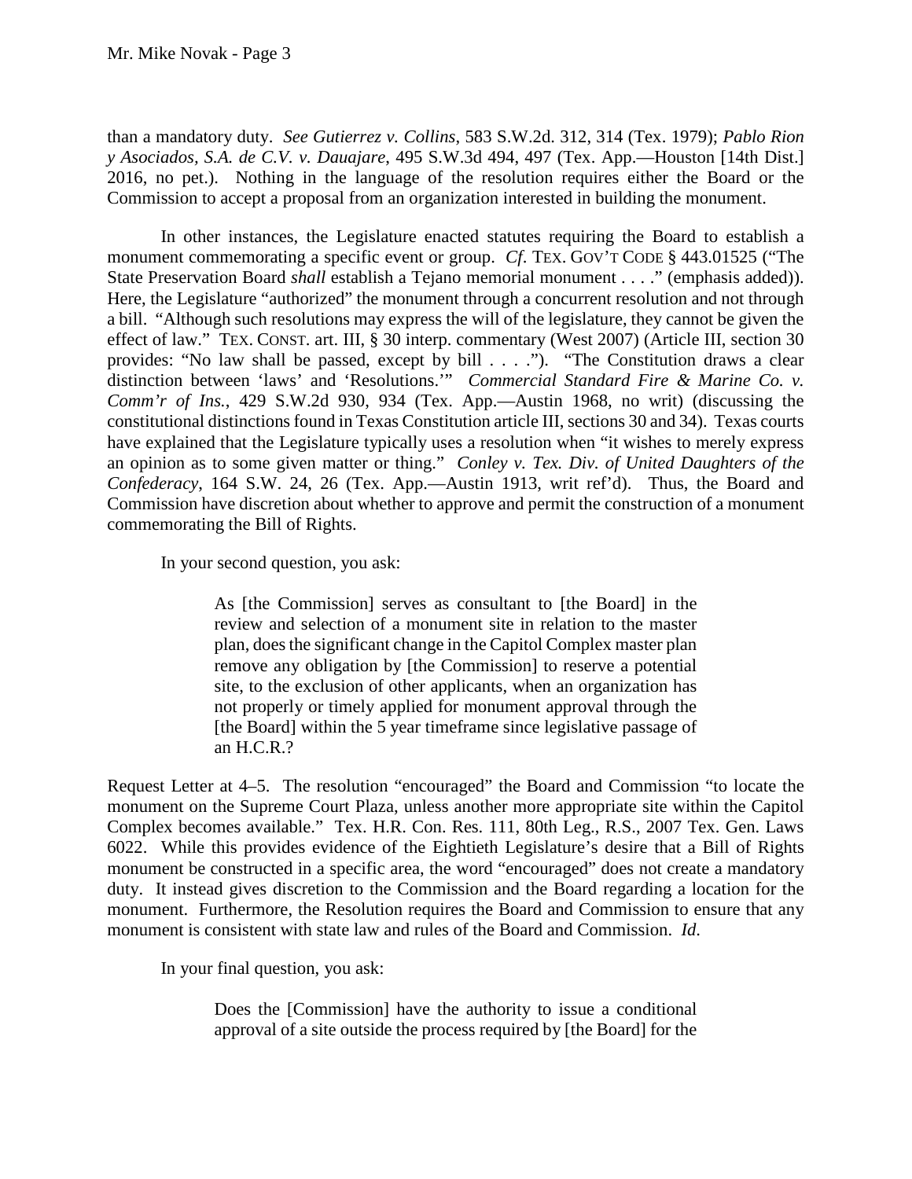than a mandatory duty. *See Gutierrez v. Collins*, 583 S.W.2d. 312, 314 (Tex. 1979); *Pablo Rion y Asociados, S.A. de C.V. v. Dauajare*, 495 S.W.3d 494, 497 (Tex. App.—Houston [14th Dist.] 2016, no pet.). Nothing in the language of the resolution requires either the Board or the Commission to accept a proposal from an organization interested in building the monument.

In other instances, the Legislature enacted statutes requiring the Board to establish a monument commemorating a specific event or group. *Cf*. TEX. GOV'T CODE § 443.01525 ("The State Preservation Board *shall* establish a Tejano memorial monument . . . ." (emphasis added)). Here, the Legislature "authorized" the monument through a concurrent resolution and not through a bill. "Although such resolutions may express the will of the legislature, they cannot be given the effect of law." TEX. CONST. art. III, § 30 interp. commentary (West 2007) (Article III, section 30 provides: "No law shall be passed, except by bill . . . ."). "The Constitution draws a clear distinction between 'laws' and 'Resolutions.'" *Commercial Standard Fire & Marine Co. v. Comm'r of Ins.*, 429 S.W.2d 930, 934 (Tex. App.—Austin 1968, no writ) (discussing the constitutional distinctions found in Texas Constitution article III, sections 30 and 34). Texas courts have explained that the Legislature typically uses a resolution when "it wishes to merely express an opinion as to some given matter or thing." *Conley v. Tex. Div. of United Daughters of the Confederacy*, 164 S.W. 24, 26 (Tex. App.—Austin 1913, writ ref'd). Thus, the Board and Commission have discretion about whether to approve and permit the construction of a monument commemorating the Bill of Rights.

In your second question, you ask:

> As [the Commission] serves as consultant to [the Board] in the review and selection of a monument site in relation to the master plan, does the significant change in the Capitol Complex master plan remove any obligation by [the Commission] to reserve a potential site, to the exclusion of other applicants, when an organization has not properly or timely applied for monument approval through the [the Board] within the 5 year timeframe since legislative passage of an H.C.R.?

Request Letter at 4–5. The resolution "encouraged" the Board and Commission "to locate the monument on the Supreme Court Plaza, unless another more appropriate site within the Capitol Complex becomes available." Tex. H.R. Con. Res. 111, 80th Leg., R.S., 2007 Tex. Gen. Laws 6022. While this provides evidence of the Eightieth Legislature's desire that a Bill of Rights monument be constructed in a specific area, the word "encouraged" does not create a mandatory duty. It instead gives discretion to the Commission and the Board regarding a location for the monument. Furthermore, the Resolution requires the Board and Commission to ensure that any monument is consistent with state law and rules of the Board and Commission. *Id.*

In your final question, you ask:

> Does the [Commission] have the authority to issue a conditional approval of a site outside the process required by [the Board] for the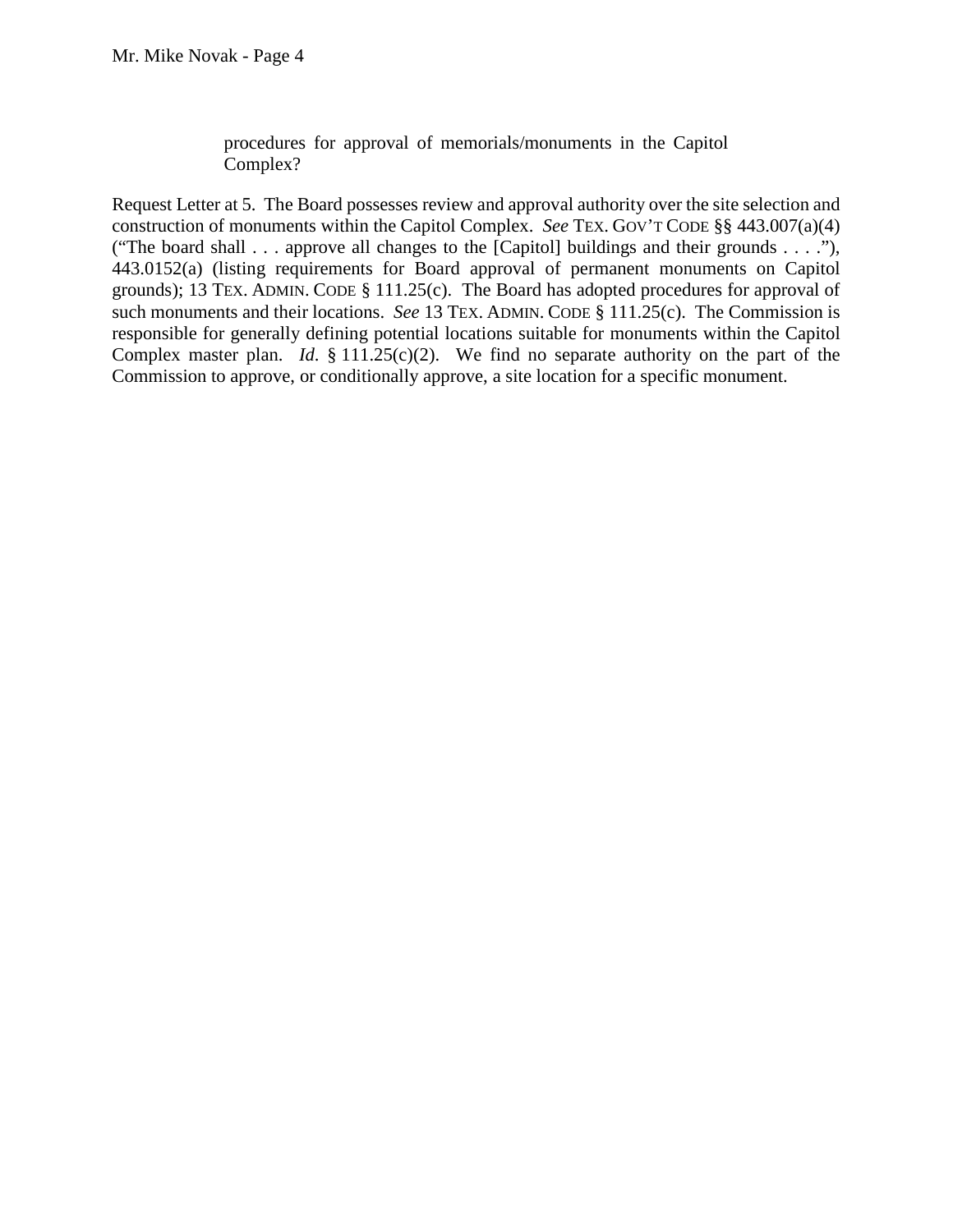> procedures for approval of memorials/monuments in the Capitol Complex?

Request Letter at 5. The Board possesses review and approval authority over the site selection and construction of monuments within the Capitol Complex. *See* TEX. GOV'T CODE §§ 443.007(a)(4) ("The board shall . . . approve all changes to the [Capitol] buildings and their grounds . . . ."), 443.0152(a) (listing requirements for Board approval of permanent monuments on Capitol grounds); 13 TEX. ADMIN. CODE § 111.25(c). The Board has adopted procedures for approval of such monuments and their locations. *See* 13 TEX. ADMIN. CODE § 111.25(c). The Commission is responsible for generally defining potential locations suitable for monuments within the Capitol Complex master plan. *Id.* § 111.25(c)(2). We find no separate authority on the part of the Commission to approve, or conditionally approve, a site location for a specific monument.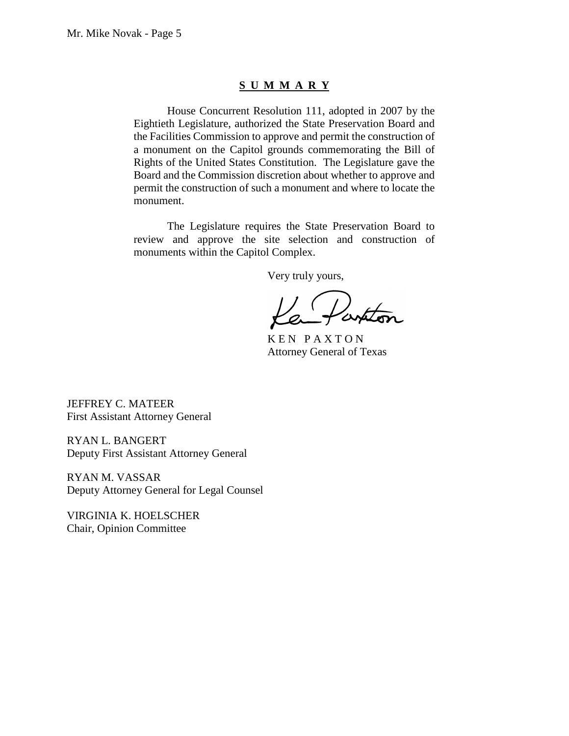## S U M M A R Y

House Concurrent Resolution 111, adopted in 2007 by the Eightieth Legislature, authorized the State Preservation Board and the Facilities Commission to approve and permit the construction of a monument on the Capitol grounds commemorating the Bill of Rights of the United States Constitution. The Legislature gave the Board and the Commission discretion about whether to approve and permit the construction of such a monument and where to locate the monument.

The Legislature requires the State Preservation Board to review and approve the site selection and construction of monuments within the Capitol Complex.

Very truly yours,

K E N P A X T O N
Attorney General of Texas

JEFFREY C. MATEER
First Assistant Attorney General

RYAN L. BANGERT
Deputy First Assistant Attorney General

RYAN M. VASSAR
Deputy Attorney General for Legal Counsel

VIRGINIA K. HOELSCHER
Chair, Opinion Committee